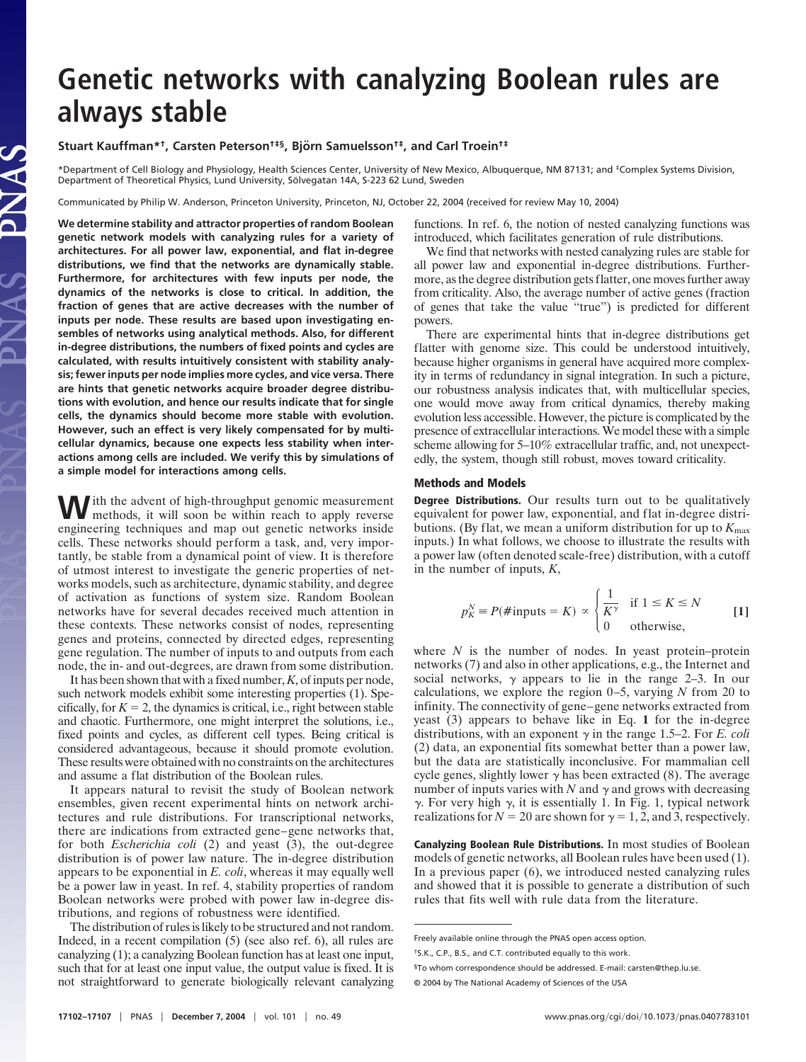# Genetic networks with canalyzing Boolean rules are always stable

**Stuart Kauffman*†, Carsten Peterson†‡§, Björn Samuelsson†‡, and Carl Troein†‡**

*Department of Cell Biology and Physiology, Health Sciences Center, University of New Mexico, Albuquerque, NM 87131; and ‡Complex Systems Division, Department of Theoretical Physics, Lund University, Sölvegatan 14A, S-223 62 Lund, Sweden

Communicated by Philip W. Anderson, Princeton University, Princeton, NJ, October 22, 2004 (received for review May 10, 2004)

**We determine stability and attractor properties of random Boolean genetic network models with canalyzing rules for a variety of architectures. For all power law, exponential, and flat in-degree distributions, we find that the networks are dynamically stable. Furthermore, for architectures with few inputs per node, the dynamics of the networks is close to critical. In addition, the fraction of genes that are active decreases with the number of inputs per node. These results are based upon investigating ensembles of networks using analytical methods. Also, for different in-degree distributions, the numbers of fixed points and cycles are calculated, with results intuitively consistent with stability analysis; fewer inputs per node implies more cycles, and vice versa. There are hints that genetic networks acquire broader degree distributions with evolution, and hence our results indicate that for single cells, the dynamics should become more stable with evolution. However, such an effect is very likely compensated for by multicellular dynamics, because one expects less stability when interactions among cells are included. We verify this by simulations of a simple model for interactions among cells.**

With the advent of high-throughput genomic measurement methods, it will soon be within reach to apply reverse engineering techniques and map out genetic networks inside cells. These networks should perform a task, and, very importantly, be stable from a dynamical point of view. It is therefore of utmost interest to investigate the generic properties of networks models, such as architecture, dynamic stability, and degree of activation as functions of system size. Random Boolean networks have for several decades received much attention in these contexts. These networks consist of nodes, representing genes and proteins, connected by directed edges, representing gene regulation. The number of inputs to and outputs from each node, the in- and out-degrees, are drawn from some distribution.

It has been shown that with a fixed number, $K$, of inputs per node, such network models exhibit some interesting properties (1). Specifically, for $K = 2$, the dynamics is critical, i.e., right between stable and chaotic. Furthermore, one might interpret the solutions, i.e., fixed points and cycles, as different cell types. Being critical is considered advantageous, because it should promote evolution. These results were obtained with no constraints on the architectures and assume a flat distribution of the Boolean rules.

It appears natural to revisit the study of Boolean network ensembles, given recent experimental hints on network architectures and rule distributions. For transcriptional networks, there are indications from extracted gene–gene networks that, for both *Escherichia coli* (2) and yeast (3), the out-degree distribution is of power law nature. The in-degree distribution appears to be exponential in *E. coli*, whereas it may equally well be a power law in yeast. In ref. 4, stability properties of random Boolean networks were probed with power law in-degree distributions, and regions of robustness were identified.

The distribution of rules is likely to be structured and not random. Indeed, in a recent compilation (5) (see also ref. 6), all rules are canalyzing (1); a canalyzing Boolean function has at least one input, such that for at least one input value, the output value is fixed. It is not straightforward to generate biologically relevant canalyzing functions. In ref. 6, the notion of nested canalyzing functions was introduced, which facilitates generation of rule distributions.

We find that networks with nested canalyzing rules are stable for all power law and exponential in-degree distributions. Furthermore, as the degree distribution gets flatter, one moves further away from criticality. Also, the average number of active genes (fraction of genes that take the value "true") is predicted for different powers.

There are experimental hints that in-degree distributions get flatter with genome size. This could be understood intuitively, because higher organisms in general have acquired more complexity in terms of redundancy in signal integration. In such a picture, our robustness analysis indicates that, with multicellular species, one would move away from critical dynamics, thereby making evolution less accessible. However, the picture is complicated by the presence of extracellular interactions. We model these with a simple scheme allowing for 5–10% extracellular traffic, and, not unexpectedly, the system, though still robust, moves toward criticality.

## Methods and Models

**Degree Distributions.** Our results turn out to be qualitatively equivalent for power law, exponential, and flat in-degree distributions. (By flat, we mean a uniform distribution for up to $K_{\max}$ inputs.) In what follows, we choose to illustrate the results with a power law (often denoted scale-free) distribution, with a cutoff in the number of inputs, $K$,

$$p_K^N \equiv P(\#\text{inputs} = K) \propto \begin{cases} \dfrac{1}{K^\gamma} & \text{if } 1 \le K \le N \\ 0 & \text{otherwise,} \end{cases} \qquad [1]$$

where $N$ is the number of nodes. In yeast protein–protein networks (7) and also in other applications, e.g., the Internet and social networks, $\gamma$ appears to lie in the range 2–3. In our calculations, we explore the region 0–5, varying $N$ from 20 to infinity. The connectivity of gene–gene networks extracted from yeast (3) appears to behave like in Eq. **1** for the in-degree distributions, with an exponent $\gamma$ in the range 1.5–2. For *E. coli* (2) data, an exponential fits somewhat better than a power law, but the data are statistically inconclusive. For mammalian cell cycle genes, slightly lower $\gamma$ has been extracted (8). The average number of inputs varies with $N$ and $\gamma$ and grows with decreasing $\gamma$. For very high $\gamma$, it is essentially 1. In Fig. 1, typical network realizations for $N = 20$ are shown for $\gamma = 1$, 2, and 3, respectively.

**Canalyzing Boolean Rule Distributions.** In most studies of Boolean models of genetic networks, all Boolean rules have been used (1). In a previous paper (6), we introduced nested canalyzing rules and showed that it is possible to generate a distribution of such rules that fits well with rule data from the literature.

Freely available online through the PNAS open access option.

†S.K., C.P., B.S., and C.T. contributed equally to this work.

§To whom correspondence should be addressed. E-mail: carsten@thep.lu.se.

© 2004 by The National Academy of Sciences of the USA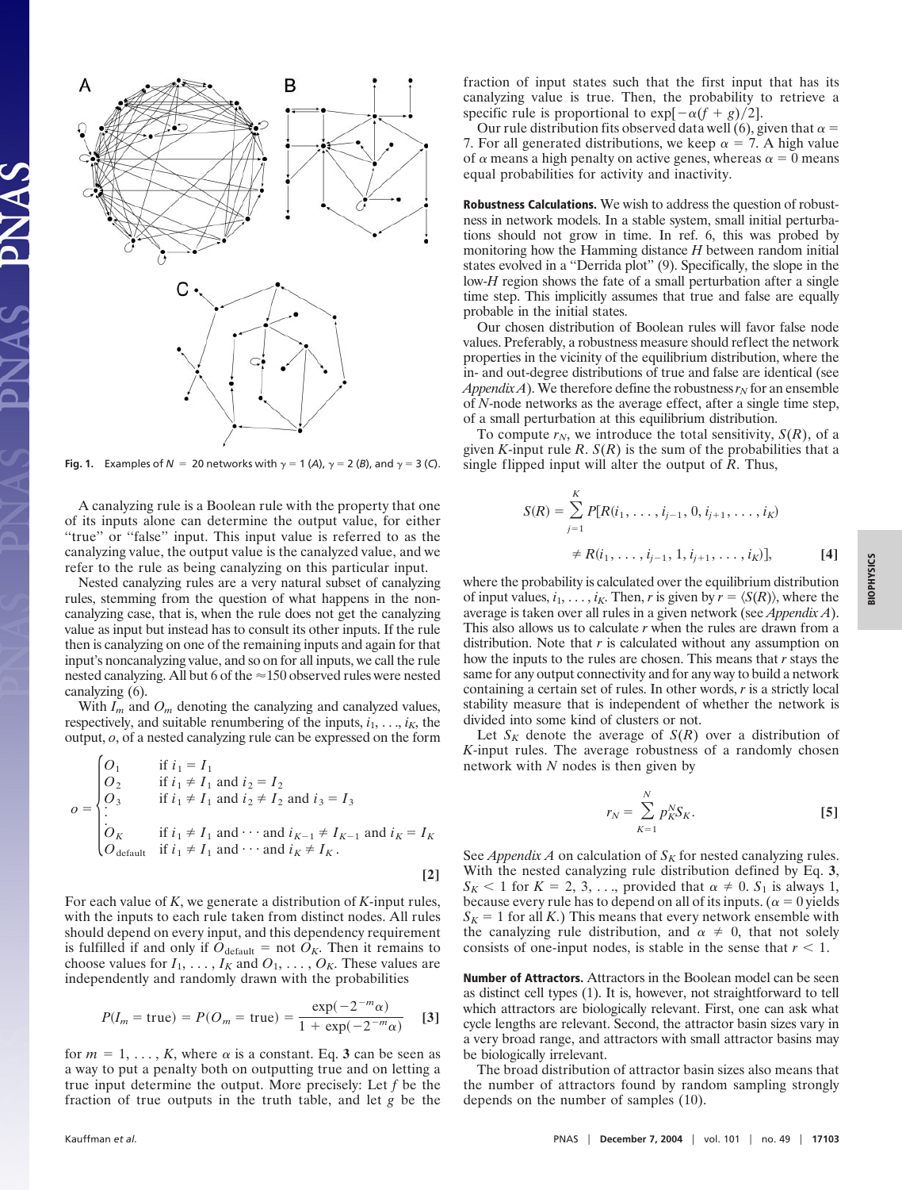Fig. 1. Examples of $N = 20$ networks with $\gamma = 1$ (*A*), $\gamma = 2$ (*B*), and $\gamma = 3$ (*C*).

A canalyzing rule is a Boolean rule with the property that one of its inputs alone can determine the output value, for either "true" or "false" input. This input value is referred to as the canalyzing value, the output value is the canalyzed value, and we refer to the rule as being canalyzing on this particular input.

Nested canalyzing rules are a very natural subset of canalyzing rules, stemming from the question of what happens in the noncanalyzing case, that is, when the rule does not get the canalyzing value as input but instead has to consult its other inputs. If the rule then is canalyzing on one of the remaining inputs and again for that input's noncanalyzing value, and so on for all inputs, we call the rule nested canalyzing. All but 6 of the ≈150 observed rules were nested canalyzing (6).

With $I_m$ and $O_m$ denoting the canalyzing and canalyzed values, respectively, and suitable renumbering of the inputs, $i_1, \ldots, i_K$, the output, $o$, of a nested canalyzing rule can be expressed on the form

$$o = \begin{cases} O_1 & \text{if } i_1 = I_1 \\ O_2 & \text{if } i_1 \neq I_1 \text{ and } i_2 = I_2 \\ O_3 & \text{if } i_1 \neq I_1 \text{ and } i_2 \neq I_2 \text{ and } i_3 = I_3 \\ \vdots & \\ O_K & \text{if } i_1 \neq I_1 \text{ and } \cdots \text{ and } i_{K-1} \neq I_{K-1} \text{ and } i_K = I_K \\ O_{\text{default}} & \text{if } i_1 \neq I_1 \text{ and } \cdots \text{ and } i_K \neq I_K. \end{cases} \quad [2]$$

For each value of $K$, we generate a distribution of $K$-input rules, with the inputs to each rule taken from distinct nodes. All rules should depend on every input, and this dependency requirement is fulfilled if and only if $O_{\text{default}} = \text{not } O_K$. Then it remains to choose values for $I_1, \ldots, I_K$ and $O_1, \ldots, O_K$. These values are independently and randomly drawn with the probabilities

$$P(I_m = \text{true}) = P(O_m = \text{true}) = \frac{\exp(-2^{-m}\alpha)}{1 + \exp(-2^{-m}\alpha)} \quad [3]$$

for $m = 1, \ldots, K$, where $\alpha$ is a constant. Eq. **3** can be seen as a way to put a penalty both on outputting true and on letting a true input determine the output. More precisely: Let $f$ be the fraction of true outputs in the truth table, and let $g$ be the fraction of input states such that the first input that has its canalyzing value is true. Then, the probability to retrieve a specific rule is proportional to $\exp[-\alpha(f + g)/2]$.

Our rule distribution fits observed data well (6), given that $\alpha = 7$. For all generated distributions, we keep $\alpha = 7$. A high value of $\alpha$ means a high penalty on active genes, whereas $\alpha = 0$ means equal probabilities for activity and inactivity.

**Robustness Calculations.** We wish to address the question of robustness in network models. In a stable system, small initial perturbations should not grow in time. In ref. 6, this was probed by monitoring how the Hamming distance $H$ between random initial states evolved in a "Derrida plot" (9). Specifically, the slope in the low-$H$ region shows the fate of a small perturbation after a single time step. This implicitly assumes that true and false are equally probable in the initial states.

Our chosen distribution of Boolean rules will favor false node values. Preferably, a robustness measure should reflect the network properties in the vicinity of the equilibrium distribution, where the in- and out-degree distributions of true and false are identical (see *Appendix A*). We therefore define the robustness $r_N$ for an ensemble of $N$-node networks as the average effect, after a single time step, of a small perturbation at this equilibrium distribution.

To compute $r_N$, we introduce the total sensitivity, $S(R)$, of a given $K$-input rule $R$. $S(R)$ is the sum of the probabilities that a single flipped input will alter the output of $R$. Thus,

$$S(R) = \sum_{j=1}^{K} P[R(i_1, \ldots, i_{j-1}, 0, i_{j+1}, \ldots, i_K) \neq R(i_1, \ldots, i_{j-1}, 1, i_{j+1}, \ldots, i_K)], \quad [4]$$

where the probability is calculated over the equilibrium distribution of input values, $i_1, \ldots, i_K$. Then, $r$ is given by $r = \langle S(R) \rangle$, where the average is taken over all rules in a given network (see *Appendix A*). This also allows us to calculate $r$ when the rules are drawn from a distribution. Note that $r$ is calculated without any assumption on how the inputs to the rules are chosen. This means that $r$ stays the same for any output connectivity and for any way to build a network containing a certain set of rules. In other words, $r$ is a strictly local stability measure that is independent of whether the network is divided into some kind of clusters or not.

Let $S_K$ denote the average of $S(R)$ over a distribution of $K$-input rules. The average robustness of a randomly chosen network with $N$ nodes is then given by

$$r_N = \sum_{K=1}^{N} p_K^N S_K. \quad [5]$$

See *Appendix A* on calculation of $S_K$ for nested canalyzing rules. With the nested canalyzing rule distribution defined by Eq. **3**, $S_K < 1$ for $K = 2, 3, \ldots$, provided that $\alpha \neq 0$. $S_1$ is always 1, because every rule has to depend on all of its inputs. ($\alpha = 0$ yields $S_K = 1$ for all $K$.) This means that every network ensemble with the canalyzing rule distribution, and $\alpha \neq 0$, that not solely consists of one-input nodes, is stable in the sense that $r < 1$.

**Number of Attractors.** Attractors in the Boolean model can be seen as distinct cell types (1). It is, however, not straightforward to tell which attractors are biologically relevant. First, one can ask what cycle lengths are relevant. Second, the attractor basin sizes vary in a very broad range, and attractors with small attractor basins may be biologically irrelevant.

The broad distribution of attractor basin sizes also means that the number of attractors found by random sampling strongly depends on the number of samples (10).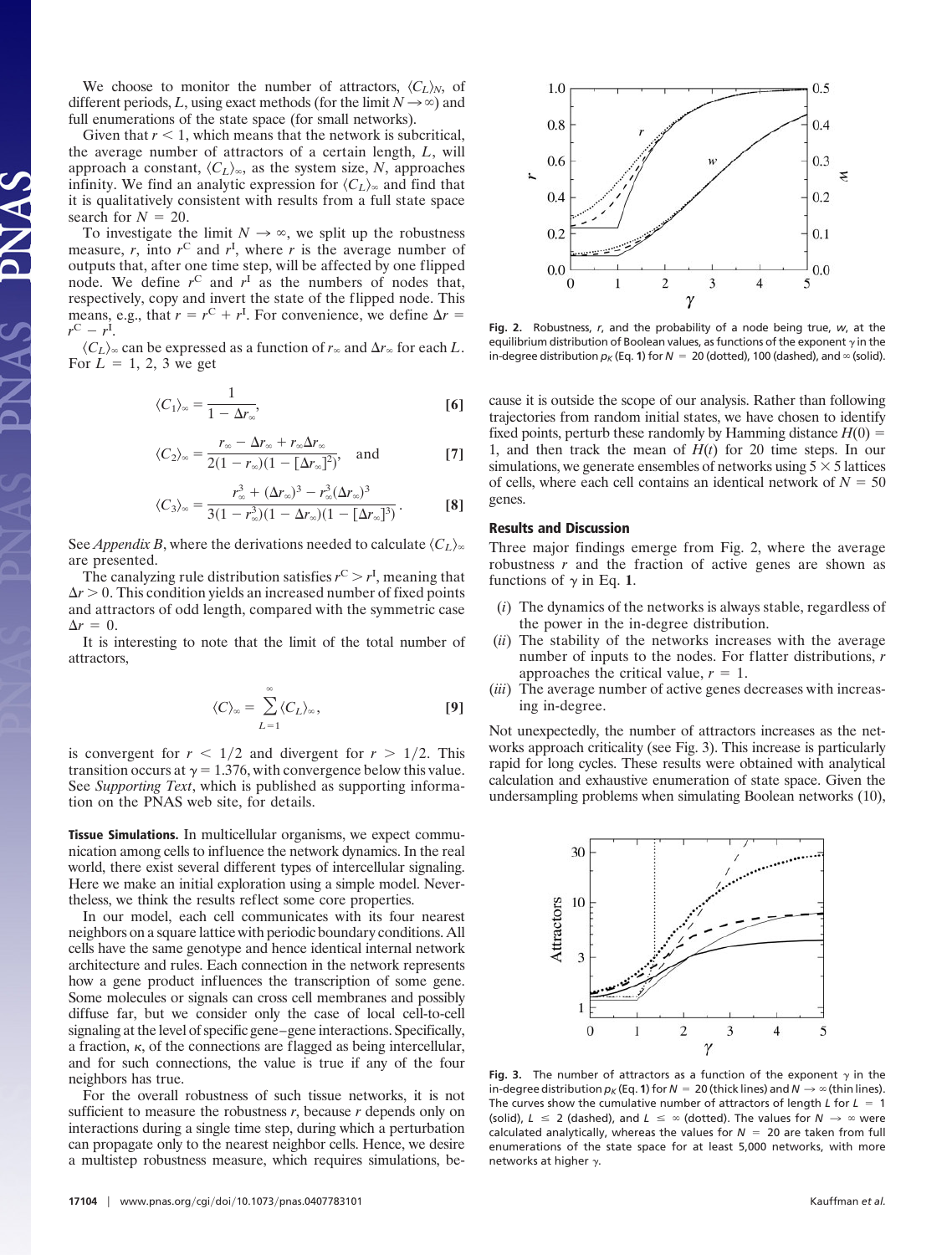We choose to monitor the number of attractors, $\langle C_L \rangle_N$, of different periods, $L$, using exact methods (for the limit $N \to \infty$) and full enumerations of the state space (for small networks).

Given that $r < 1$, which means that the network is subcritical, the average number of attractors of a certain length, $L$, will approach a constant, $\langle C_L \rangle_\infty$, as the system size, $N$, approaches infinity. We find an analytic expression for $\langle C_L \rangle_\infty$ and find that it is qualitatively consistent with results from a full state space search for $N = 20$.

To investigate the limit $N \to \infty$, we split up the robustness measure, $r$, into $r^C$ and $r^I$, where $r$ is the average number of outputs that, after one time step, will be affected by one flipped node. We define $r^C$ and $r^I$ as the numbers of nodes that, respectively, copy and invert the state of the flipped node. This means, e.g., that $r = r^C + r^I$. For convenience, we define $\Delta r = r^C - r^I$.

$\langle C_L \rangle_\infty$ can be expressed as a function of $r_\infty$ and $\Delta r_\infty$ for each $L$. For $L = 1, 2, 3$ we get

$$\langle C_1 \rangle_\infty = \frac{1}{1 - \Delta r_\infty}, \qquad [6]$$

$$\langle C_2 \rangle_\infty = \frac{r_\infty - \Delta r_\infty + r_\infty \Delta r_\infty}{2(1 - r_\infty)(1 - [\Delta r_\infty]^2)}, \quad \text{and} \qquad [7]$$

$$\langle C_3 \rangle_\infty = \frac{r_\infty^3 + (\Delta r_\infty)^3 - r_\infty^3 (\Delta r_\infty)^3}{3(1 - r_\infty^3)(1 - \Delta r_\infty)(1 - [\Delta r_\infty]^3)}. \qquad [8]$$

See *Appendix B*, where the derivations needed to calculate $\langle C_L \rangle_\infty$ are presented.

The canalyzing rule distribution satisfies $r^C > r^I$, meaning that $\Delta r > 0$. This condition yields an increased number of fixed points and attractors of odd length, compared with the symmetric case $\Delta r = 0$.

It is interesting to note that the limit of the total number of attractors,

$$\langle C \rangle_\infty = \sum_{L=1}^{\infty} \langle C_L \rangle_\infty, \qquad [9]$$

is convergent for $r < 1/2$ and divergent for $r > 1/2$. This transition occurs at $\gamma = 1.376$, with convergence below this value. See *Supporting Text*, which is published as supporting information on the PNAS web site, for details.

**Tissue Simulations.** In multicellular organisms, we expect communication among cells to influence the network dynamics. In the real world, there exist several different types of intercellular signaling. Here we make an initial exploration using a simple model. Nevertheless, we think the results reflect some core properties.

In our model, each cell communicates with its four nearest neighbors on a square lattice with periodic boundary conditions. All cells have the same genotype and hence identical internal network architecture and rules. Each connection in the network represents how a gene product influences the transcription of some gene. Some molecules or signals can cross cell membranes and possibly diffuse far, but we consider only the case of local cell-to-cell signaling at the level of specific gene–gene interactions. Specifically, a fraction, $\kappa$, of the connections are flagged as being intercellular, and for such connections, the value is true if any of the four neighbors has true.

For the overall robustness of such tissue networks, it is not sufficient to measure the robustness $r$, because $r$ depends only on interactions during a single time step, during which a perturbation can propagate only to the nearest neighbor cells. Hence, we desire a multistep robustness measure, which requires simulations, because it is outside the scope of our analysis. Rather than following trajectories from random initial states, we have chosen to identify fixed points, perturb these randomly by Hamming distance $H(0) = 1$, and then track the mean of $H(t)$ for 20 time steps. In our simulations, we generate ensembles of networks using $5 \times 5$ lattices of cells, where each cell contains an identical network of $N = 50$ genes.

**Fig. 2.** Robustness, $r$, and the probability of a node being true, $w$, at the equilibrium distribution of Boolean values, as functions of the exponent $\gamma$ in the in-degree distribution $p_K$ (Eq. **1**) for $N = 20$ (dotted), 100 (dashed), and $\infty$ (solid).

## Results and Discussion

Three major findings emerge from Fig. 2, where the average robustness $r$ and the fraction of active genes are shown as functions of $\gamma$ in Eq. **1**.

(*i*) The dynamics of the networks is always stable, regardless of the power in the in-degree distribution.

(*ii*) The stability of the networks increases with the average number of inputs to the nodes. For flatter distributions, $r$ approaches the critical value, $r = 1$.

(*iii*) The average number of active genes decreases with increasing in-degree.

Not unexpectedly, the number of attractors increases as the networks approach criticality (see Fig. 3). This increase is particularly rapid for long cycles. These results were obtained with analytical calculation and exhaustive enumeration of state space. Given the undersampling problems when simulating Boolean networks (10),

**Fig. 3.** The number of attractors as a function of the exponent $\gamma$ in the in-degree distribution $p_K$ (Eq. **1**) for $N = 20$ (thick lines) and $N \to \infty$ (thin lines). The curves show the cumulative number of attractors of length $L$ for $L = 1$ (solid), $L \leq 2$ (dashed), and $L \leq \infty$ (dotted). The values for $N \to \infty$ were calculated analytically, whereas the values for $N = 20$ are taken from full enumerations of the state space for at least 5,000 networks, with more networks at higher $\gamma$.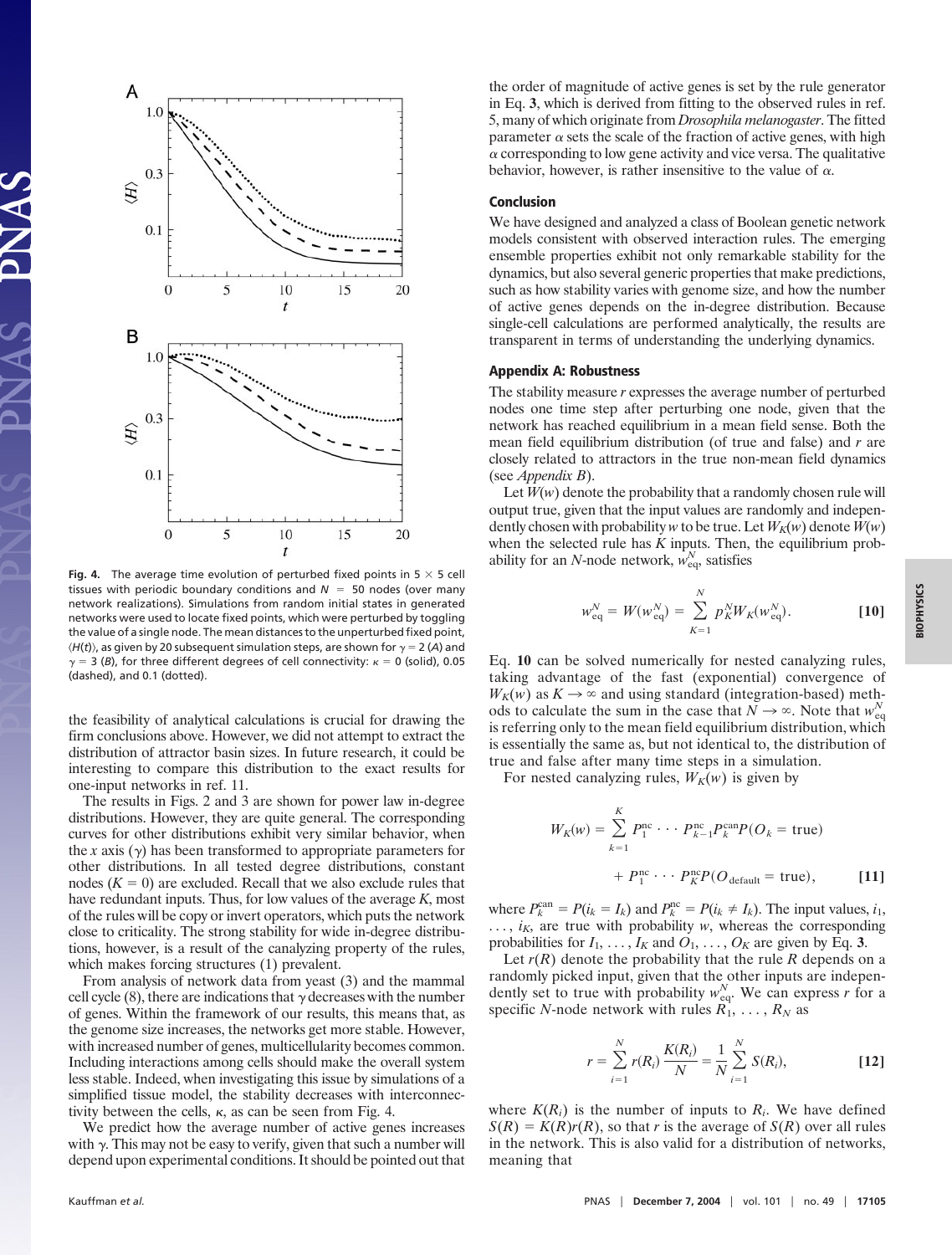**Fig. 4.** The average time evolution of perturbed fixed points in 5 × 5 cell tissues with periodic boundary conditions and $N = 50$ nodes (over many network realizations). Simulations from random initial states in generated networks were used to locate fixed points, which were perturbed by toggling the value of a single node. The mean distances to the unperturbed fixed point, $\langle H(t) \rangle$, as given by 20 subsequent simulation steps, are shown for $\gamma = 2$ (*A*) and $\gamma = 3$ (*B*), for three different degrees of cell connectivity: $\kappa = 0$ (solid), 0.05 (dashed), and 0.1 (dotted).

the feasibility of analytical calculations is crucial for drawing the firm conclusions above. However, we did not attempt to extract the distribution of attractor basin sizes. In future research, it could be interesting to compare this distribution to the exact results for one-input networks in ref. 11.

The results in Figs. 2 and 3 are shown for power law in-degree distributions. However, they are quite general. The corresponding curves for other distributions exhibit very similar behavior, when the *x* axis ($\gamma$) has been transformed to appropriate parameters for other distributions. In all tested degree distributions, constant nodes ($K = 0$) are excluded. Recall that we also exclude rules that have redundant inputs. Thus, for low values of the average *K*, most of the rules will be copy or invert operators, which puts the network close to criticality. The strong stability for wide in-degree distributions, however, is a result of the canalyzing property of the rules, which makes forcing structures (1) prevalent.

From analysis of network data from yeast (3) and the mammal cell cycle (8), there are indications that $\gamma$ decreases with the number of genes. Within the framework of our results, this means that, as the genome size increases, the networks get more stable. However, with increased number of genes, multicellularity becomes common. Including interactions among cells should make the overall system less stable. Indeed, when investigating this issue by simulations of a simplified tissue model, the stability decreases with interconnectivity between the cells, $\kappa$, as can be seen from Fig. 4.

We predict how the average number of active genes increases with $\gamma$. This may not be easy to verify, given that such a number will depend upon experimental conditions. It should be pointed out that the order of magnitude of active genes is set by the rule generator in Eq. **3**, which is derived from fitting to the observed rules in ref. 5, many of which originate from *Drosophila melanogaster*. The fitted parameter $\alpha$ sets the scale of the fraction of active genes, with high $\alpha$ corresponding to low gene activity and vice versa. The qualitative behavior, however, is rather insensitive to the value of $\alpha$.

## Conclusion

We have designed and analyzed a class of Boolean genetic network models consistent with observed interaction rules. The emerging ensemble properties exhibit not only remarkable stability for the dynamics, but also several generic properties that make predictions, such as how stability varies with genome size, and how the number of active genes depends on the in-degree distribution. Because single-cell calculations are performed analytically, the results are transparent in terms of understanding the underlying dynamics.

## Appendix A: Robustness

The stability measure *r* expresses the average number of perturbed nodes one time step after perturbing one node, given that the network has reached equilibrium in a mean field sense. Both the mean field equilibrium distribution (of true and false) and *r* are closely related to attractors in the true non-mean field dynamics (see *Appendix B*).

Let $W(w)$ denote the probability that a randomly chosen rule will output true, given that the input values are randomly and independently chosen with probability *w* to be true. Let $W_K(w)$ denote $W(w)$ when the selected rule has *K* inputs. Then, the equilibrium probability for an *N*-node network, $w_{\text{eq}}^N$, satisfies

$$w_{\text{eq}}^N = W(w_{\text{eq}}^N) = \sum_{K=1}^{N} p_K^N W_K(w_{\text{eq}}^N). \qquad [10]$$

Eq. **10** can be solved numerically for nested canalyzing rules, taking advantage of the fast (exponential) convergence of $W_K(w)$ as $K \to \infty$ and using standard (integration-based) methods to calculate the sum in the case that $N \to \infty$. Note that $w_{\text{eq}}^N$ is referring only to the mean field equilibrium distribution, which is essentially the same as, but not identical to, the distribution of true and false after many time steps in a simulation.

For nested canalyzing rules, $W_K(w)$ is given by

$$W_K(w) = \sum_{k=1}^{K} P_1^{\text{nc}} \cdots P_{k-1}^{\text{nc}} P_k^{\text{can}} P(O_k = \text{true}) + P_1^{\text{nc}} \cdots P_K^{\text{nc}} P(O_{\text{default}} = \text{true}), \qquad [11]$$

where $P_k^{\text{can}} = P(i_k = I_k)$ and $P_k^{\text{nc}} = P(i_k \neq I_k)$. The input values, $i_1, \ldots, i_K$, are true with probability *w*, whereas the corresponding probabilities for $I_1, \ldots, I_K$ and $O_1, \ldots, O_K$ are given by Eq. **3**.

Let $r(R)$ denote the probability that the rule *R* depends on a randomly picked input, given that the other inputs are independently set to true with probability $w_{\text{eq}}^N$. We can express *r* for a specific *N*-node network with rules $R_1, \ldots, R_N$ as

$$r = \sum_{i=1}^{N} r(R_i) \frac{K(R_i)}{N} = \frac{1}{N} \sum_{i=1}^{N} S(R_i), \qquad [12]$$

where $K(R_i)$ is the number of inputs to $R_i$. We have defined $S(R) = K(R) r(R)$, so that *r* is the average of $S(R)$ over all rules in the network. This is also valid for a distribution of networks, meaning that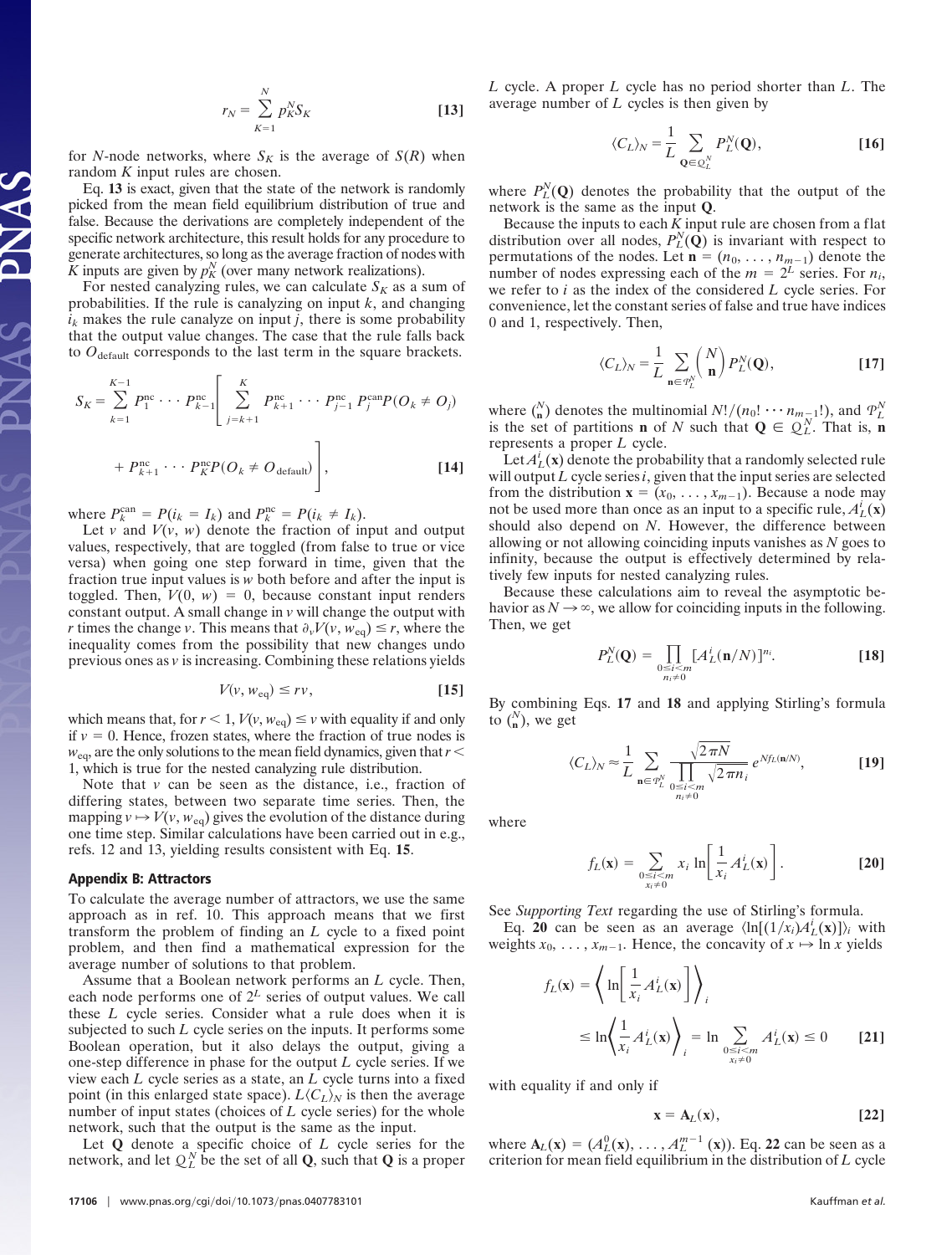$$r_N = \sum_{K=1}^{N} p_K^N S_K \qquad \textbf{[13]}$$

for $N$-node networks, where $S_K$ is the average of $S(R)$ when random $K$ input rules are chosen.

Eq. **13** is exact, given that the state of the network is randomly picked from the mean field equilibrium distribution of true and false. Because the derivations are completely independent of the specific network architecture, this result holds for any procedure to generate architectures, so long as the average fraction of nodes with $K$ inputs are given by $p_K^N$ (over many network realizations).

For nested canalyzing rules, we can calculate $S_K$ as a sum of probabilities. If the rule is canalyzing on input $k$, and changing $i_k$ makes the rule canalyze on input $j$, there is some probability that the output value changes. The case that the rule falls back to $O_{\text{default}}$ corresponds to the last term in the square brackets.

$$S_K = \sum_{k=1}^{K-1} P_1^{\text{nc}} \cdots P_{k-1}^{\text{nc}} \left[ \sum_{j=k+1}^{K} P_{k+1}^{\text{nc}} \cdots P_{j-1}^{\text{nc}} P_j^{\text{can}} P(O_k \neq O_j) + P_{k+1}^{\text{nc}} \cdots P_K^{\text{nc}} P(O_k \neq O_{\text{default}}) \right], \qquad \textbf{[14]}$$

where $P_k^{\text{can}} = P(i_k = I_k)$ and $P_k^{\text{nc}} = P(i_k \neq I_k)$.

Let $v$ and $V(v, w)$ denote the fraction of input and output values, respectively, that are toggled (from false to true or vice versa) when going one step forward in time, given that the fraction true input values is $w$ both before and after the input is toggled. Then, $V(0, w) = 0$, because constant input renders constant output. A small change in $v$ will change the output with $r$ times the change $v$. This means that $\partial_v V(v, w_{\text{eq}}) \leq r$, where the inequality comes from the possibility that new changes undo previous ones as $v$ is increasing. Combining these relations yields

$$V(v, w_{\text{eq}}) \leq rv, \qquad \textbf{[15]}$$

which means that, for $r < 1$, $V(v, w_{\text{eq}}) \leq v$ with equality if and only if $v = 0$. Hence, frozen states, where the fraction of true nodes is $w_{\text{eq}}$, are the only solutions to the mean field dynamics, given that $r < 1$, which is true for the nested canalyzing rule distribution.

Note that $v$ can be seen as the distance, i.e., fraction of differing states, between two separate time series. Then, the mapping $v \mapsto V(v, w_{\text{eq}})$ gives the evolution of the distance during one time step. Similar calculations have been carried out in e.g., refs. 12 and 13, yielding results consistent with Eq. **15**.

### Appendix B: Attractors

To calculate the average number of attractors, we use the same approach as in ref. 10. This approach means that we first transform the problem of finding an $L$ cycle to a fixed point problem, and then find a mathematical expression for the average number of solutions to that problem.

Assume that a Boolean network performs an $L$ cycle. Then, each node performs one of $2^L$ series of output values. We call these $L$ cycle series. Consider what a rule does when it is subjected to such $L$ cycle series on the inputs. It performs some Boolean operation, but it also delays the output, giving a one-step difference in phase for the output $L$ cycle series. If we view each $L$ cycle series as a state, an $L$ cycle turns into a fixed point (in this enlarged state space). $L\langle C_L \rangle_N$ is then the average number of input states (choices of $L$ cycle series) for the whole network, such that the output is the same as the input.

Let $\mathbf{Q}$ denote a specific choice of $L$ cycle series for the network, and let $\mathcal{Q}_L^N$ be the set of all $\mathbf{Q}$, such that $\mathbf{Q}$ is a proper $L$ cycle. A proper $L$ cycle has no period shorter than $L$. The average number of $L$ cycles is then given by

$$\langle C_L \rangle_N = \frac{1}{L} \sum_{\mathbf{Q} \in \mathcal{Q}_L^N} P_L^N(\mathbf{Q}), \qquad \textbf{[16]}$$

where $P_L^N(\mathbf{Q})$ denotes the probability that the output of the network is the same as the input $\mathbf{Q}$.

Because the inputs to each $K$ input rule are chosen from a flat distribution over all nodes, $P_L^N(\mathbf{Q})$ is invariant with respect to permutations of the nodes. Let $\mathbf{n} = (n_0, \ldots, n_{m-1})$ denote the number of nodes expressing each of the $m = 2^L$ series. For $n_i$, we refer to $i$ as the index of the considered $L$ cycle series. For convenience, let the constant series of false and true have indices 0 and 1, respectively. Then,

$$\langle C_L \rangle_N = \frac{1}{L} \sum_{\mathbf{n} \in \mathcal{P}_L^N} \binom{N}{\mathbf{n}} P_L^N(\mathbf{Q}), \qquad \textbf{[17]}$$

where $\binom{N}{\mathbf{n}}$ denotes the multinomial $N!/(n_0! \cdots n_{m-1}!)$, and $\mathcal{P}_L^N$ is the set of partitions $\mathbf{n}$ of $N$ such that $\mathbf{Q} \in \mathcal{Q}_L^N$. That is, $\mathbf{n}$ represents a proper $L$ cycle.

Let $A_L^i(\mathbf{x})$ denote the probability that a randomly selected rule will output $L$ cycle series $i$, given that the input series are selected from the distribution $\mathbf{x} = (x_0, \ldots, x_{m-1})$. Because a node may not be used more than once as an input to a specific rule, $A_L^i(\mathbf{x})$ should also depend on $N$. However, the difference between allowing or not allowing coinciding inputs vanishes as $N$ goes to infinity, because the output is effectively determined by relatively few inputs for nested canalyzing rules.

Because these calculations aim to reveal the asymptotic behavior as $N \to \infty$, we allow for coinciding inputs in the following. Then, we get

$$P_L^N(\mathbf{Q}) = \prod_{\substack{0 \leq i < m \\ n_i \neq 0}} [A_L^i(\mathbf{n}/N)]^{n_i}. \qquad \textbf{[18]}$$

By combining Eqs. **17** and **18** and applying Stirling's formula to $\binom{N}{\mathbf{n}}$, we get

$$\langle C_L \rangle_N \approx \frac{1}{L} \sum_{\mathbf{n} \in \mathcal{P}_L^N} \frac{\sqrt{2\pi N}}{\prod_{\substack{0 \leq i < m \\ n_i \neq 0}} \sqrt{2\pi n_i}} e^{N f_L(\mathbf{n}/N)}, \qquad \textbf{[19]}$$

where

$$f_L(\mathbf{x}) = \sum_{\substack{0 \leq i < m \\ x_i \neq 0}} x_i \ln\left[\frac{1}{x_i} A_L^i(\mathbf{x})\right]. \qquad \textbf{[20]}$$

See *Supporting Text* regarding the use of Stirling's formula.

Eq. **20** can be seen as an average $\langle \ln[(1/x_i) A_L^i(\mathbf{x})] \rangle_i$ with weights $x_0, \ldots, x_{m-1}$. Hence, the concavity of $x \mapsto \ln x$ yields

$$f_L(\mathbf{x}) = \left\langle \ln\left[\frac{1}{x_i} A_L^i(\mathbf{x})\right] \right\rangle_i \leq \ln\left\langle \frac{1}{x_i} A_L^i(\mathbf{x}) \right\rangle_i = \ln \sum_{\substack{0 \leq i < m \\ x_i \neq 0}} A_L^i(\mathbf{x}) \leq 0 \qquad \textbf{[21]}$$

with equality if and only if

$$\mathbf{x} = \mathbf{A}_L(\mathbf{x}), \qquad \textbf{[22]}$$

where $\mathbf{A}_L(\mathbf{x}) = (A_L^0(\mathbf{x}), \ldots, A_L^{m-1}(\mathbf{x}))$. Eq. **22** can be seen as a criterion for mean field equilibrium in the distribution of $L$ cycle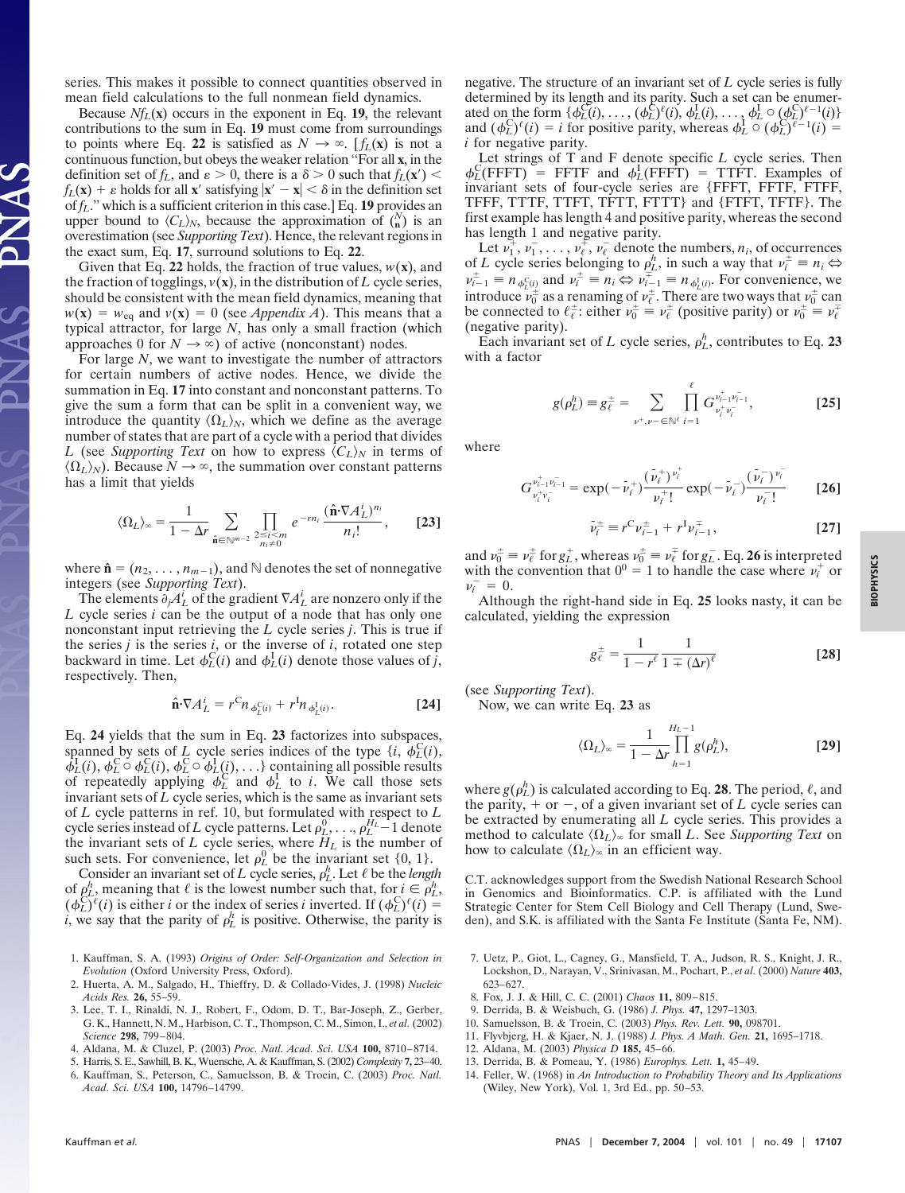series. This makes it possible to connect quantities observed in mean field calculations to the full nonmean field dynamics.

Because $Nf_L(\mathbf{x})$ occurs in the exponent in Eq. **19**, the relevant contributions to the sum in Eq. **19** must come from surroundings to points where Eq. **22** is satisfied as $N \to \infty$. [$f_L(\mathbf{x})$ is not a continuous function, but obeys the weaker relation "For all $\mathbf{x}$, in the definition set of $f_L$, and $\varepsilon > 0$, there is a $\delta > 0$ such that $f_L(\mathbf{x}') < f_L(\mathbf{x}) + \varepsilon$ holds for all $\mathbf{x}'$ satisfying $|\mathbf{x}' - \mathbf{x}| < \delta$ in the definition set of $f_L$." which is a sufficient criterion in this case.] Eq. **19** provides an upper bound to $\langle C_L \rangle_N$, because the approximation of $\binom{N}{\mathbf{n}}$ is an overestimation (see *Supporting Text*). Hence, the relevant regions in the exact sum, Eq. **17**, surround solutions to Eq. **22**.

Given that Eq. **22** holds, the fraction of true values, $w(\mathbf{x})$, and the fraction of togglings, $v(\mathbf{x})$, in the distribution of $L$ cycle series, should be consistent with the mean field dynamics, meaning that $w(\mathbf{x}) = w_{\text{eq}}$ and $v(\mathbf{x}) = 0$ (see *Appendix A*). This means that a typical attractor, for large $N$, has only a small fraction (which approaches 0 for $N \to \infty$) of active (nonconstant) nodes.

For large $N$, we want to investigate the number of attractors for certain numbers of active nodes. Hence, we divide the summation in Eq. **17** into constant and nonconstant patterns. To give the sum a form that can be split in a convenient way, we introduce the quantity $\langle \Omega_L \rangle_N$, which we define as the average number of states that are part of a cycle with a period that divides $L$ (see *Supporting Text* on how to express $\langle C_L \rangle_N$ in terms of $\langle \Omega_L \rangle_N$). Because $N \to \infty$, the summation over constant patterns has a limit that yields

$$\langle \Omega_L \rangle_\infty = \frac{1}{1 - \Delta r} \sum_{\hat{\mathbf{n}} \in \mathbb{N}^{m-2}} \prod_{\substack{2 \leq i < m \\ n_i \neq 0}} e^{-rn_i} \frac{(\hat{\mathbf{n}} \cdot \nabla A_L^i)^{n_i}}{n_i!}, \qquad [23]$$

where $\hat{\mathbf{n}} = (n_2, \ldots, n_{m-1})$, and $\mathbb{N}$ denotes the set of nonnegative integers (see *Supporting Text*).

The elements $\partial_j A_L^i$ of the gradient $\nabla A_L^i$ are nonzero only if the $L$ cycle series $i$ can be the output of a node that has only one nonconstant input retrieving the $L$ cycle series $j$. This is true if the series $j$ is the series $i$, or the inverse of $i$, rotated one step backward in time. Let $\phi_L^{\text{C}}(i)$ and $\phi_L^{\text{I}}(i)$ denote those values of $j$, respectively. Then,

$$\hat{\mathbf{n}} \cdot \nabla A_L^i = r^{\text{C}} n_{\phi_L^{\text{C}}(i)} + r^{\text{I}} n_{\phi_L^{\text{I}}(i)}. \qquad [24]$$

Eq. **24** yields that the sum in Eq. **23** factorizes into subspaces, spanned by sets of $L$ cycle series indices of the type $\{i, \phi_L^{\text{C}}(i), \phi_L^{\text{I}}(i), \phi_L^{\text{C}} \circ \phi_L^{\text{C}}(i), \phi_L^{\text{C}} \circ \phi_L^{\text{I}}(i), \ldots\}$ containing all possible results of repeatedly applying $\phi_L^{\text{C}}$ and $\phi_L^{\text{I}}$ to $i$. We call those sets invariant sets of $L$ cycle series, which is the same as invariant sets of $L$ cycle patterns in ref. 10, but formulated with respect to $L$ cycle series instead of $L$ cycle patterns. Let $\rho_L^0, \ldots, \rho_L^{H_L - 1}$ denote the invariant sets of $L$ cycle series, where $H_L$ is the number of such sets. For convenience, let $\rho_L^0$ be the invariant set $\{0, 1\}$.

Consider an invariant set of $L$ cycle series, $\rho_L^h$. Let $\ell$ be the *length* of $\rho_L^h$, meaning that $\ell$ is the lowest number such that, for $i \in \rho_L^h$, $(\phi_L^{\text{C}})^\ell(i)$ is either $i$ or the index of series $i$ inverted. If $(\phi_L^{\text{C}})^\ell(i) = i$, we say that the parity of $\rho_L^h$ is positive. Otherwise, the parity is negative. The structure of an invariant set of $L$ cycle series is fully determined by its length and its parity. Such a set can be enumerated on the form $\{\phi_L^{\text{C}}(i), \ldots, (\phi_L^{\text{C}})^\ell(i), \phi_L^{\text{I}}(i), \ldots, \phi_L^{\text{I}} \circ (\phi_L^{\text{C}})^{\ell-1}(i)\}$ and $(\phi_L^{\text{C}})^\ell(i) = i$ for positive parity, whereas $\phi_L^{\text{I}} \circ (\phi_L^{\text{C}})^{\ell-1}(i) = i$ for negative parity.

Let strings of T and F denote specific $L$ cycle series. Then $\phi_L^{\text{C}}(\text{FFFT}) = \text{FFTF}$ and $\phi_L^{\text{I}}(\text{FFFT}) = \text{TTFT}$. Examples of invariant sets of four-cycle series are {FFFT, FFTF, FTFF, TFFF, TTTF, TTFT, TFTT, FTTT} and {FTFT, TFTF}. The first example has length 4 and positive parity, whereas the second has length 1 and negative parity.

Let $\nu_1^+, \nu_1^-, \ldots, \nu_\ell^+, \nu_\ell^-$ denote the numbers, $n_i$, of occurrences of $L$ cycle series belonging to $\rho_L^h$, in such a way that $\nu_i^+ \equiv n_i \Leftrightarrow \nu_{i-1}^\pm \equiv n_{\phi_L^{\text{C}}(i)}$ and $\nu_i^\pm \equiv n_i \Leftrightarrow \nu_{i-1}^\mp \equiv n_{\phi_L^{\text{I}}(i)}$. For convenience, we introduce $\nu_0^\pm$ as a renaming of $\nu_\ell^\pm$. There are two ways that $\nu_0^\pm$ can be connected to $\ell_\ell^\pm$: either $\nu_0^\pm \equiv \nu_\ell^\pm$ (positive parity) or $\nu_0^\pm \equiv \nu_\ell^\mp$ (negative parity).

Each invariant set of $L$ cycle series, $\rho_L^h$, contributes to Eq. **23** with a factor

$$g(\rho_L^h) \equiv g_\ell^\pm = \sum_{\nu^+, \nu^- \in \mathbb{N}^\ell} \prod_{i=1}^{\ell} G_{\nu_i^+ \nu_i^-}^{\nu_{i-1}^+ \nu_{i-1}^-}, \qquad [25]$$

where

$$G_{\nu_i^+ \nu_i^-}^{\nu_{i-1}^+ \nu_{i-1}^-} = \exp(-\tilde{\nu}_i^+) \frac{(\tilde{\nu}_i^+)^{\nu_i^+}}{\nu_i^+!} \exp(-\tilde{\nu}_i^-) \frac{(\tilde{\nu}_i^-)^{\nu_i^-}}{\nu_i^-!} \qquad [26]$$

$$\tilde{\nu}_i^\pm \equiv r^{\text{C}} \nu_{i-1}^\pm + r^{\text{I}} \nu_{i-1}^\mp, \qquad [27]$$

and $\nu_0^\pm \equiv \nu_\ell^\pm$ for $g_L^+$, whereas $\nu_0^\pm \equiv \nu_\ell^\mp$ for $g_L^-$. Eq. **26** is interpreted with the convention that $0^0 = 1$ to handle the case where $\nu_i^+$ or $\nu_i^- = 0$.

Although the right-hand side in Eq. **25** looks nasty, it can be calculated, yielding the expression

$$g_\ell^\pm = \frac{1}{1 - r^\ell} \frac{1}{1 \mp (\Delta r)^\ell} \qquad [28]$$

(see *Supporting Text*).

Now, we can write Eq. **23** as

$$\langle \Omega_L \rangle_\infty = \frac{1}{1 - \Delta r} \prod_{h=1}^{H_L - 1} g(\rho_L^h), \qquad [29]$$

where $g(\rho_L^h)$ is calculated according to Eq. **28**. The period, $\ell$, and the parity, + or −, of a given invariant set of $L$ cycle series can be extracted by enumerating all $L$ cycle series. This provides a method to calculate $\langle \Omega_L \rangle_\infty$ for small $L$. See *Supporting Text* on how to calculate $\langle \Omega_L \rangle_\infty$ in an efficient way.

C.T. acknowledges support from the Swedish National Research School in Genomics and Bioinformatics. C.P. is affiliated with the Lund Strategic Center for Stem Cell Biology and Cell Therapy (Lund, Sweden), and S.K. is affiliated with the Santa Fe Institute (Santa Fe, NM).

1. Kauffman, S. A. (1993) *Origins of Order: Self-Organization and Selection in Evolution* (Oxford University Press, Oxford).
2. Huerta, A. M., Salgado, H., Thieffry, D. & Collado-Vides, J. (1998) *Nucleic Acids Res.* **26,** 55–59.
3. Lee, T. I., Rinaldi, N. J., Robert, F., Odom, D. T., Bar-Joseph, Z., Gerber, G. K., Hannett, N. M., Harbison, C. T., Thompson, C. M., Simon, I., *et al.* (2002) *Science* **298,** 799–804.
4. Aldana, M. & Cluzel, P. (2003) *Proc. Natl. Acad. Sci. USA* **100,** 8710–8714.
5. Harris, S. E., Sawhill, B. K., Wuensche, A. & Kauffman, S. (2002) *Complexity* **7,** 23–40.
6. Kauffman, S., Peterson, C., Samuelsson, B. & Troein, C. (2003) *Proc. Natl. Acad. Sci. USA* **100,** 14796–14799.
7. Uetz, P., Giot, L., Cagney, G., Mansfield, T. A., Judson, R. S., Knight, J. R., Lockshon, D., Narayan, V., Srinivasan, M., Pochart, P., *et al.* (2000) *Nature* **403,** 623–627.
8. Fox, J. J. & Hill, C. C. (2001) *Chaos* **11,** 809–815.
9. Derrida, B. & Weisbuch, G. (1986) *J. Phys.* **47,** 1297–1303.
10. Samuelsson, B. & Troein, C. (2003) *Phys. Rev. Lett.* **90,** 098701.
11. Flyvbjerg, H. & Kjaer, N. J. (1988) *J. Phys. A Math. Gen.* **21,** 1695–1718.
12. Aldana, M. (2003) *Physica D* **185,** 45–66.
13. Derrida, B. & Pomeau, Y. (1986) *Europhys. Lett.* **1,** 45–49.
14. Feller, W. (1968) in *An Introduction to Probability Theory and Its Applications* (Wiley, New York), Vol. 1, 3rd Ed., pp. 50–53.